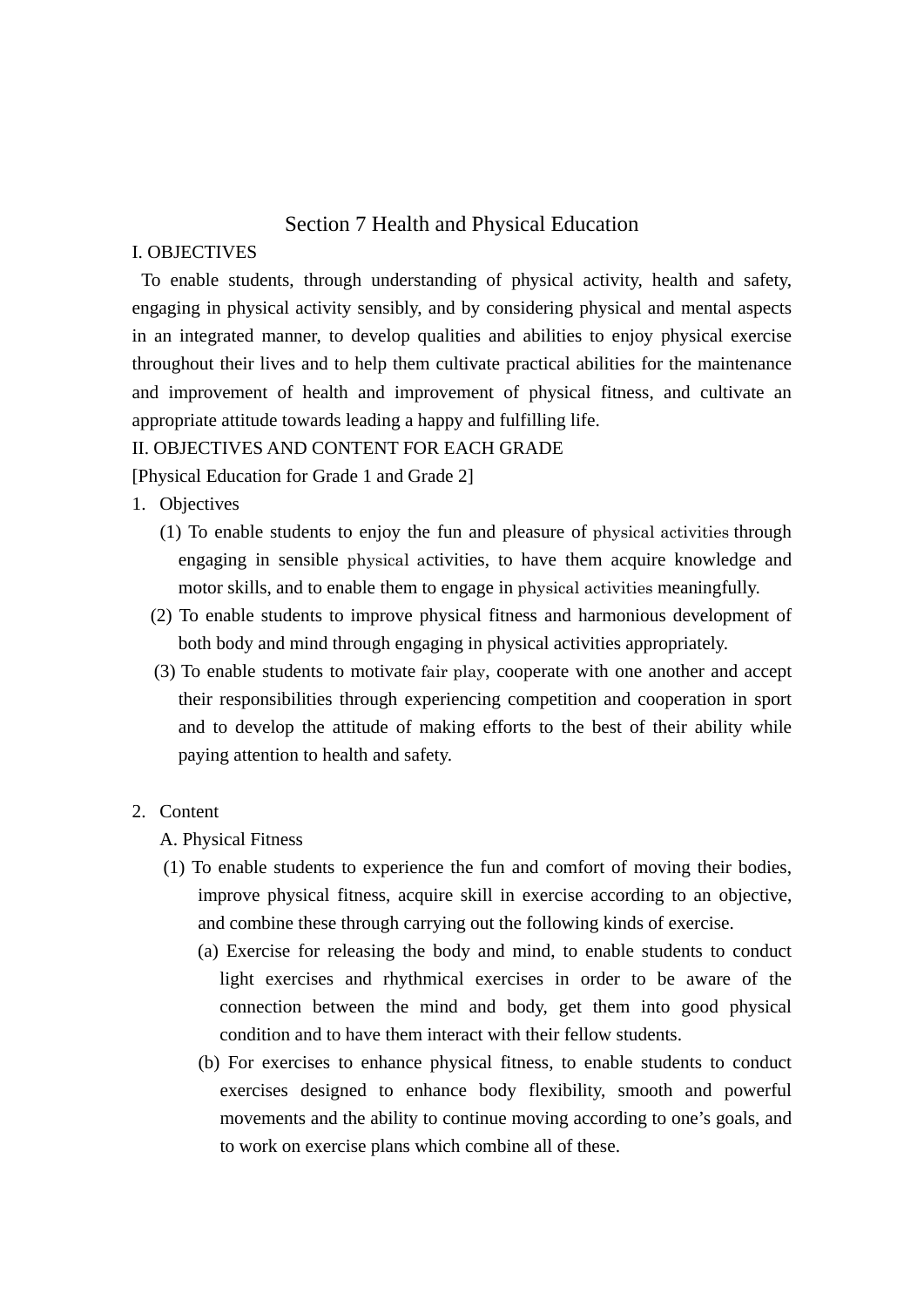# Section 7 Health and Physical Education

## I. OBJECTIVES

To enable students, through understanding of physical activity, health and safety, engaging in physical activity sensibly, and by considering physical and mental aspects in an integrated manner, to develop qualities and abilities to enjoy physical exercise throughout their lives and to help them cultivate practical abilities for the maintenance and improvement of health and improvement of physical fitness, and cultivate an appropriate attitude towards leading a happy and fulfilling life.

## II. OBJECTIVES AND CONTENT FOR EACH GRADE

[Physical Education for Grade 1 and Grade 2]

1. Objectives

    (1) To enable students to enjoy the fun and pleasure of physical activities through engaging in sensible physical activities, to have them acquire knowledge and motor skills, and to enable them to engage in physical activities meaningfully.

    (2) To enable students to improve physical fitness and harmonious development of both body and mind through engaging in physical activities appropriately.

    (3) To enable students to motivate fair play, cooperate with one another and accept their responsibilities through experiencing competition and cooperation in sport and to develop the attitude of making efforts to the best of their ability while paying attention to health and safety.

2. Content

    A. Physical Fitness

    (1) To enable students to experience the fun and comfort of moving their bodies, improve physical fitness, acquire skill in exercise according to an objective, and combine these through carrying out the following kinds of exercise.

    (a) Exercise for releasing the body and mind, to enable students to conduct light exercises and rhythmical exercises in order to be aware of the connection between the mind and body, get them into good physical condition and to have them interact with their fellow students.

    (b) For exercises to enhance physical fitness, to enable students to conduct exercises designed to enhance body flexibility, smooth and powerful movements and the ability to continue moving according to one's goals, and to work on exercise plans which combine all of these.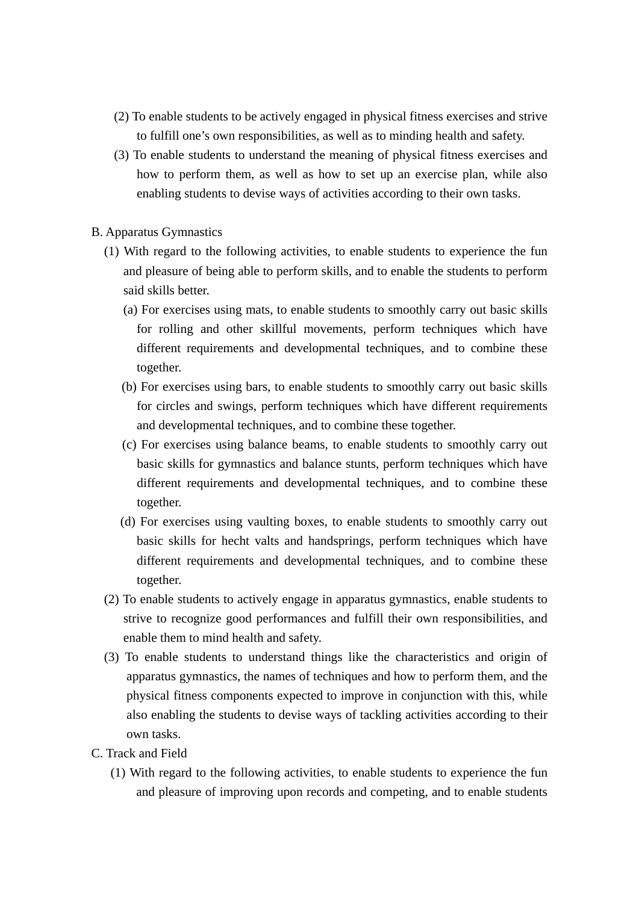(2) To enable students to be actively engaged in physical fitness exercises and strive to fulfill one's own responsibilities, as well as to minding health and safety.

(3) To enable students to understand the meaning of physical fitness exercises and how to perform them, as well as how to set up an exercise plan, while also enabling students to devise ways of activities according to their own tasks.

B. Apparatus Gymnastics

(1) With regard to the following activities, to enable students to experience the fun and pleasure of being able to perform skills, and to enable the students to perform said skills better.

(a) For exercises using mats, to enable students to smoothly carry out basic skills for rolling and other skillful movements, perform techniques which have different requirements and developmental techniques, and to combine these together.

(b) For exercises using bars, to enable students to smoothly carry out basic skills for circles and swings, perform techniques which have different requirements and developmental techniques, and to combine these together.

(c) For exercises using balance beams, to enable students to smoothly carry out basic skills for gymnastics and balance stunts, perform techniques which have different requirements and developmental techniques, and to combine these together.

(d) For exercises using vaulting boxes, to enable students to smoothly carry out basic skills for hecht valts and handsprings, perform techniques which have different requirements and developmental techniques, and to combine these together.

(2) To enable students to actively engage in apparatus gymnastics, enable students to strive to recognize good performances and fulfill their own responsibilities, and enable them to mind health and safety.

(3) To enable students to understand things like the characteristics and origin of apparatus gymnastics, the names of techniques and how to perform them, and the physical fitness components expected to improve in conjunction with this, while also enabling the students to devise ways of tackling activities according to their own tasks.

C. Track and Field

(1) With regard to the following activities, to enable students to experience the fun and pleasure of improving upon records and competing, and to enable students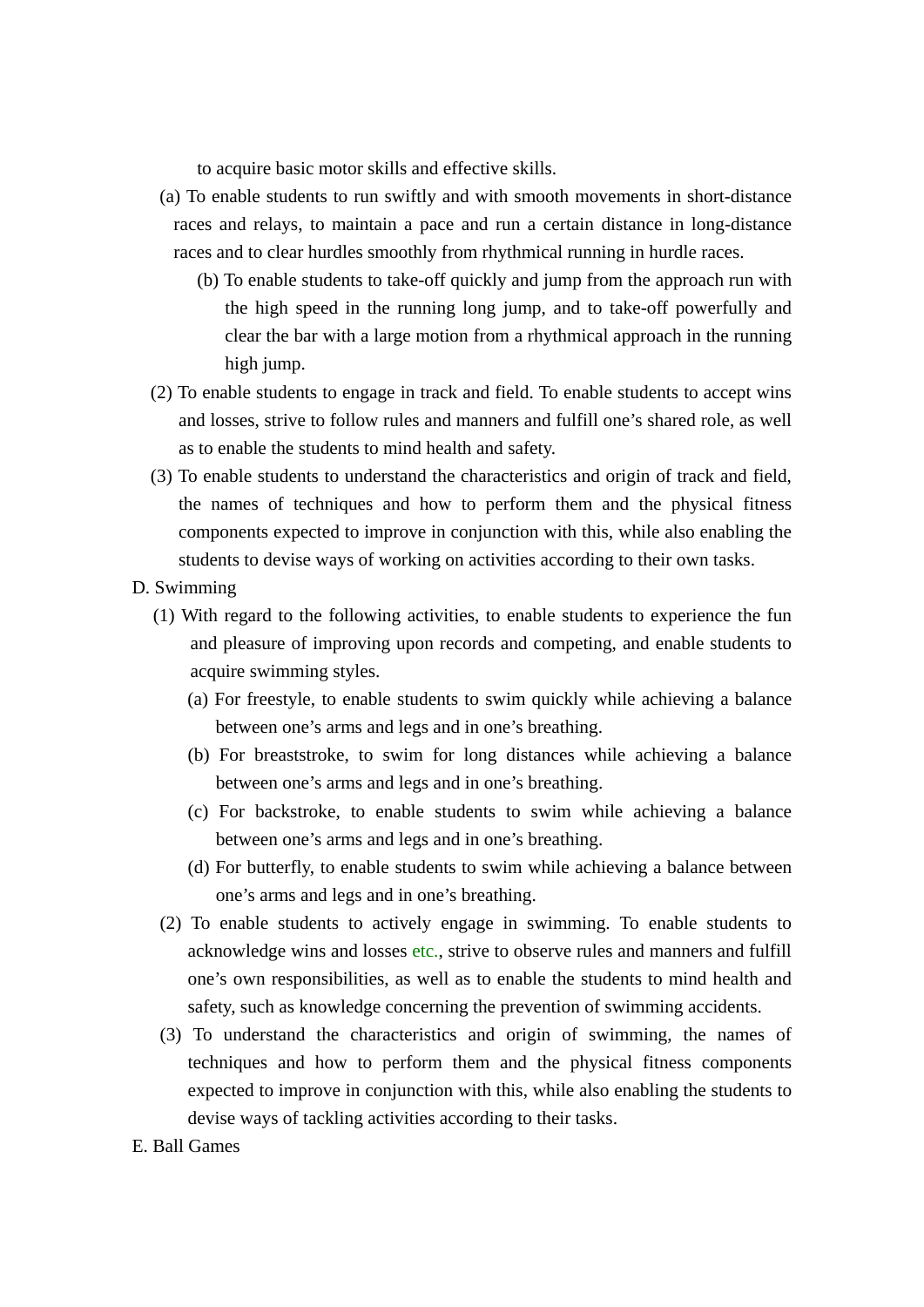to acquire basic motor skills and effective skills.

(a) To enable students to run swiftly and with smooth movements in short-distance races and relays, to maintain a pace and run a certain distance in long-distance races and to clear hurdles smoothly from rhythmical running in hurdle races.

(b) To enable students to take-off quickly and jump from the approach run with the high speed in the running long jump, and to take-off powerfully and clear the bar with a large motion from a rhythmical approach in the running high jump.

(2) To enable students to engage in track and field. To enable students to accept wins and losses, strive to follow rules and manners and fulfill one's shared role, as well as to enable the students to mind health and safety.

(3) To enable students to understand the characteristics and origin of track and field, the names of techniques and how to perform them and the physical fitness components expected to improve in conjunction with this, while also enabling the students to devise ways of working on activities according to their own tasks.

D. Swimming

(1) With regard to the following activities, to enable students to experience the fun and pleasure of improving upon records and competing, and enable students to acquire swimming styles.

(a) For freestyle, to enable students to swim quickly while achieving a balance between one's arms and legs and in one's breathing.

(b) For breaststroke, to swim for long distances while achieving a balance between one's arms and legs and in one's breathing.

(c) For backstroke, to enable students to swim while achieving a balance between one's arms and legs and in one's breathing.

(d) For butterfly, to enable students to swim while achieving a balance between one's arms and legs and in one's breathing.

(2) To enable students to actively engage in swimming. To enable students to acknowledge wins and losses etc., strive to observe rules and manners and fulfill one's own responsibilities, as well as to enable the students to mind health and safety, such as knowledge concerning the prevention of swimming accidents.

(3) To understand the characteristics and origin of swimming, the names of techniques and how to perform them and the physical fitness components expected to improve in conjunction with this, while also enabling the students to devise ways of tackling activities according to their tasks.

E. Ball Games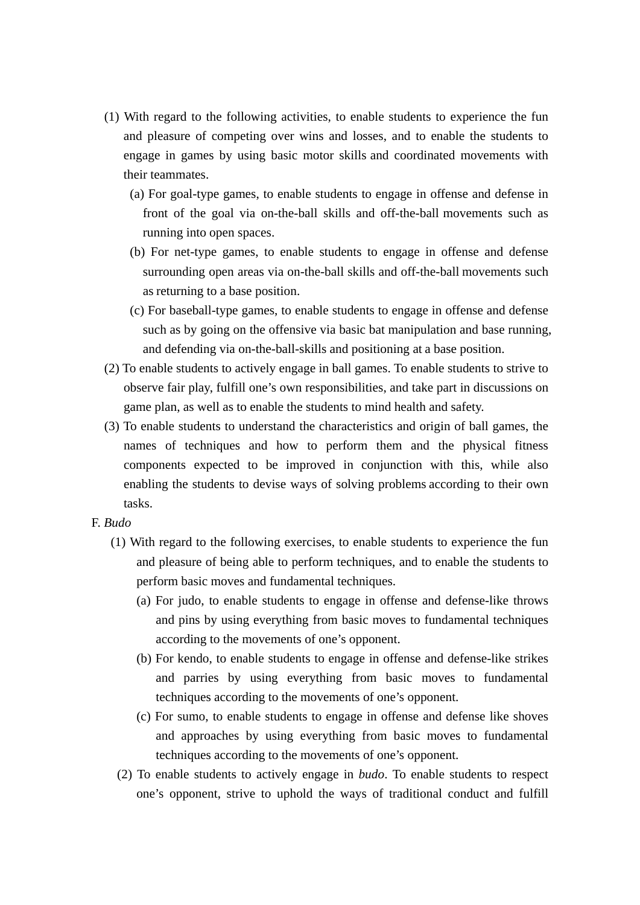(1) With regard to the following activities, to enable students to experience the fun and pleasure of competing over wins and losses, and to enable the students to engage in games by using basic motor skills and coordinated movements with their teammates.

   (a) For goal-type games, to enable students to engage in offense and defense in front of the goal via on-the-ball skills and off-the-ball movements such as running into open spaces.

   (b) For net-type games, to enable students to engage in offense and defense surrounding open areas via on-the-ball skills and off-the-ball movements such as returning to a base position.

   (c) For baseball-type games, to enable students to engage in offense and defense such as by going on the offensive via basic bat manipulation and base running, and defending via on-the-ball-skills and positioning at a base position.

(2) To enable students to actively engage in ball games. To enable students to strive to observe fair play, fulfill one's own responsibilities, and take part in discussions on game plan, as well as to enable the students to mind health and safety.

(3) To enable students to understand the characteristics and origin of ball games, the names of techniques and how to perform them and the physical fitness components expected to be improved in conjunction with this, while also enabling the students to devise ways of solving problems according to their own tasks.

F. *Budo*

(1) With regard to the following exercises, to enable students to experience the fun and pleasure of being able to perform techniques, and to enable the students to perform basic moves and fundamental techniques.

   (a) For judo, to enable students to engage in offense and defense-like throws and pins by using everything from basic moves to fundamental techniques according to the movements of one's opponent.

   (b) For kendo, to enable students to engage in offense and defense-like strikes and parries by using everything from basic moves to fundamental techniques according to the movements of one's opponent.

   (c) For sumo, to enable students to engage in offense and defense like shoves and approaches by using everything from basic moves to fundamental techniques according to the movements of one's opponent.

(2) To enable students to actively engage in *budo*. To enable students to respect one's opponent, strive to uphold the ways of traditional conduct and fulfill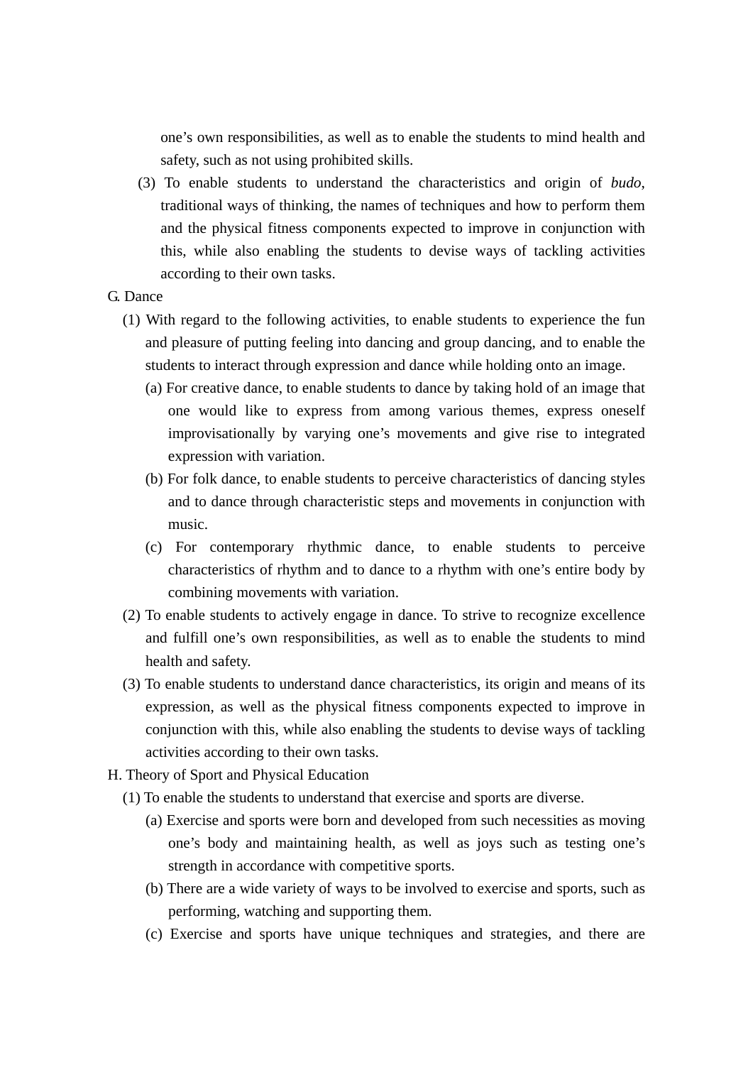one's own responsibilities, as well as to enable the students to mind health and safety, such as not using prohibited skills.

(3) To enable students to understand the characteristics and origin of *budo*, traditional ways of thinking, the names of techniques and how to perform them and the physical fitness components expected to improve in conjunction with this, while also enabling the students to devise ways of tackling activities according to their own tasks.

G. Dance

(1) With regard to the following activities, to enable students to experience the fun and pleasure of putting feeling into dancing and group dancing, and to enable the students to interact through expression and dance while holding onto an image.

(a) For creative dance, to enable students to dance by taking hold of an image that one would like to express from among various themes, express oneself improvisationally by varying one's movements and give rise to integrated expression with variation.

(b) For folk dance, to enable students to perceive characteristics of dancing styles and to dance through characteristic steps and movements in conjunction with music.

(c) For contemporary rhythmic dance, to enable students to perceive characteristics of rhythm and to dance to a rhythm with one's entire body by combining movements with variation.

(2) To enable students to actively engage in dance. To strive to recognize excellence and fulfill one's own responsibilities, as well as to enable the students to mind health and safety.

(3) To enable students to understand dance characteristics, its origin and means of its expression, as well as the physical fitness components expected to improve in conjunction with this, while also enabling the students to devise ways of tackling activities according to their own tasks.

H. Theory of Sport and Physical Education

(1) To enable the students to understand that exercise and sports are diverse.

(a) Exercise and sports were born and developed from such necessities as moving one's body and maintaining health, as well as joys such as testing one's strength in accordance with competitive sports.

(b) There are a wide variety of ways to be involved to exercise and sports, such as performing, watching and supporting them.

(c) Exercise and sports have unique techniques and strategies, and there are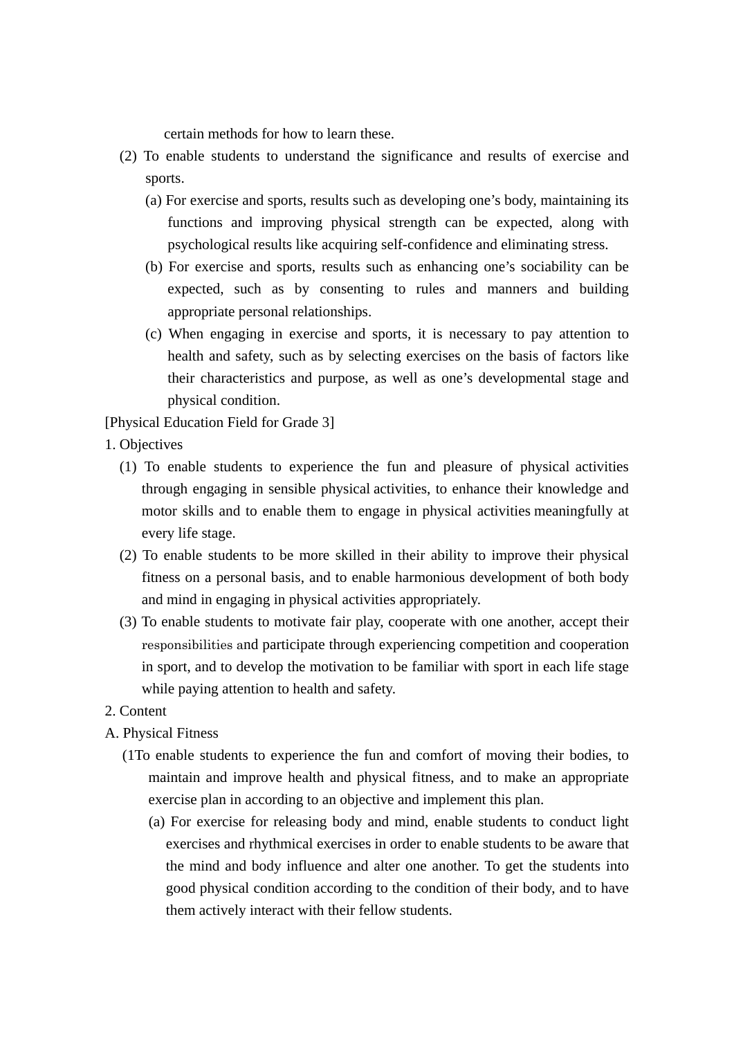certain methods for how to learn these.

(2) To enable students to understand the significance and results of exercise and sports.

(a) For exercise and sports, results such as developing one's body, maintaining its functions and improving physical strength can be expected, along with psychological results like acquiring self-confidence and eliminating stress.

(b) For exercise and sports, results such as enhancing one's sociability can be expected, such as by consenting to rules and manners and building appropriate personal relationships.

(c) When engaging in exercise and sports, it is necessary to pay attention to health and safety, such as by selecting exercises on the basis of factors like their characteristics and purpose, as well as one's developmental stage and physical condition.

[Physical Education Field for Grade 3]

1. Objectives

(1) To enable students to experience the fun and pleasure of physical activities through engaging in sensible physical activities, to enhance their knowledge and motor skills and to enable them to engage in physical activities meaningfully at every life stage.

(2) To enable students to be more skilled in their ability to improve their physical fitness on a personal basis, and to enable harmonious development of both body and mind in engaging in physical activities appropriately.

(3) To enable students to motivate fair play, cooperate with one another, accept their responsibilities and participate through experiencing competition and cooperation in sport, and to develop the motivation to be familiar with sport in each life stage while paying attention to health and safety.

2. Content

A. Physical Fitness

(1To enable students to experience the fun and comfort of moving their bodies, to maintain and improve health and physical fitness, and to make an appropriate exercise plan in according to an objective and implement this plan.

(a) For exercise for releasing body and mind, enable students to conduct light exercises and rhythmical exercises in order to enable students to be aware that the mind and body influence and alter one another. To get the students into good physical condition according to the condition of their body, and to have them actively interact with their fellow students.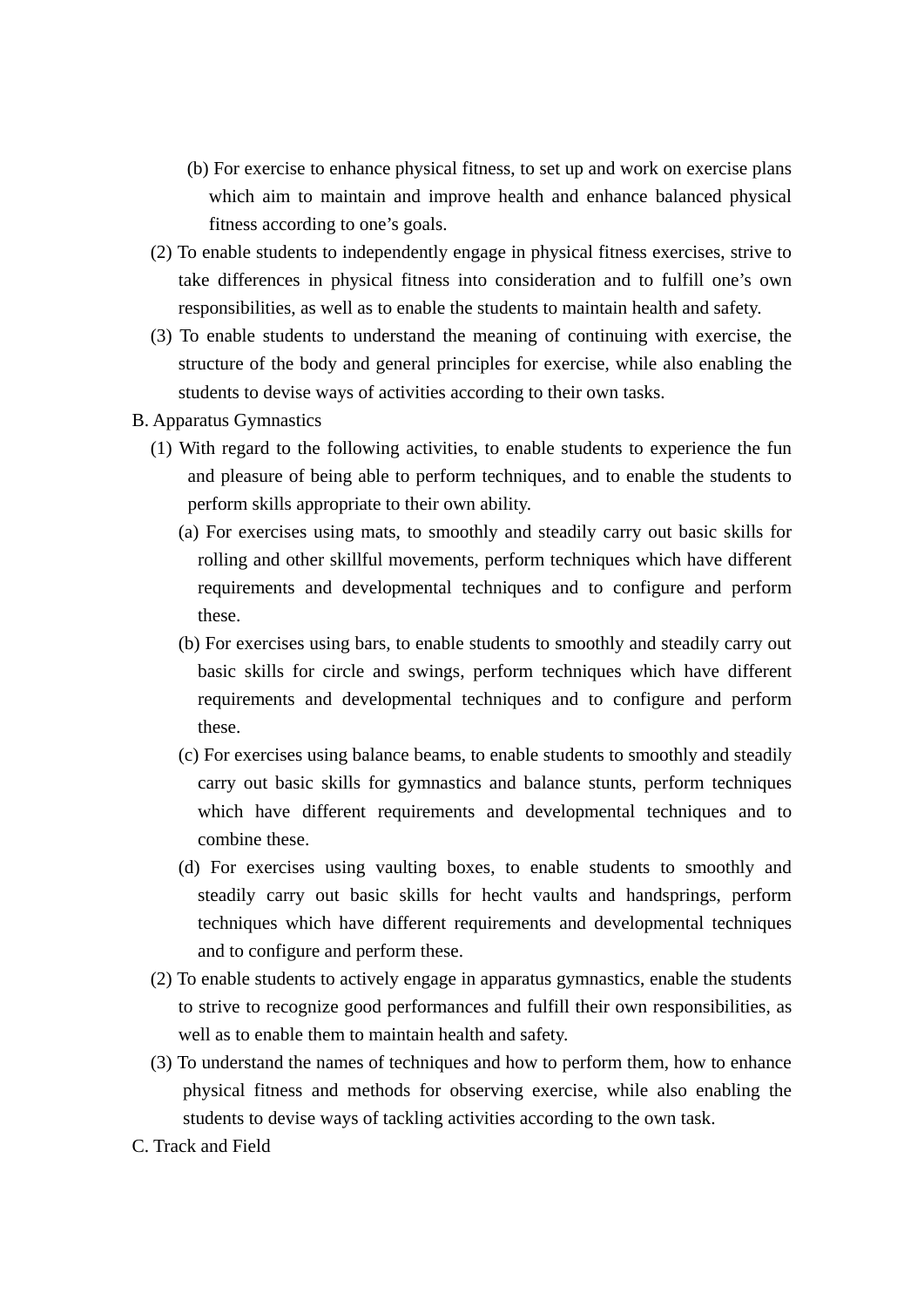(b) For exercise to enhance physical fitness, to set up and work on exercise plans which aim to maintain and improve health and enhance balanced physical fitness according to one's goals.

(2) To enable students to independently engage in physical fitness exercises, strive to take differences in physical fitness into consideration and to fulfill one's own responsibilities, as well as to enable the students to maintain health and safety.

(3) To enable students to understand the meaning of continuing with exercise, the structure of the body and general principles for exercise, while also enabling the students to devise ways of activities according to their own tasks.

B. Apparatus Gymnastics

(1) With regard to the following activities, to enable students to experience the fun and pleasure of being able to perform techniques, and to enable the students to perform skills appropriate to their own ability.

(a) For exercises using mats, to smoothly and steadily carry out basic skills for rolling and other skillful movements, perform techniques which have different requirements and developmental techniques and to configure and perform these.

(b) For exercises using bars, to enable students to smoothly and steadily carry out basic skills for circle and swings, perform techniques which have different requirements and developmental techniques and to configure and perform these.

(c) For exercises using balance beams, to enable students to smoothly and steadily carry out basic skills for gymnastics and balance stunts, perform techniques which have different requirements and developmental techniques and to combine these.

(d) For exercises using vaulting boxes, to enable students to smoothly and steadily carry out basic skills for hecht vaults and handsprings, perform techniques which have different requirements and developmental techniques and to configure and perform these.

(2) To enable students to actively engage in apparatus gymnastics, enable the students to strive to recognize good performances and fulfill their own responsibilities, as well as to enable them to maintain health and safety.

(3) To understand the names of techniques and how to perform them, how to enhance physical fitness and methods for observing exercise, while also enabling the students to devise ways of tackling activities according to the own task.

C. Track and Field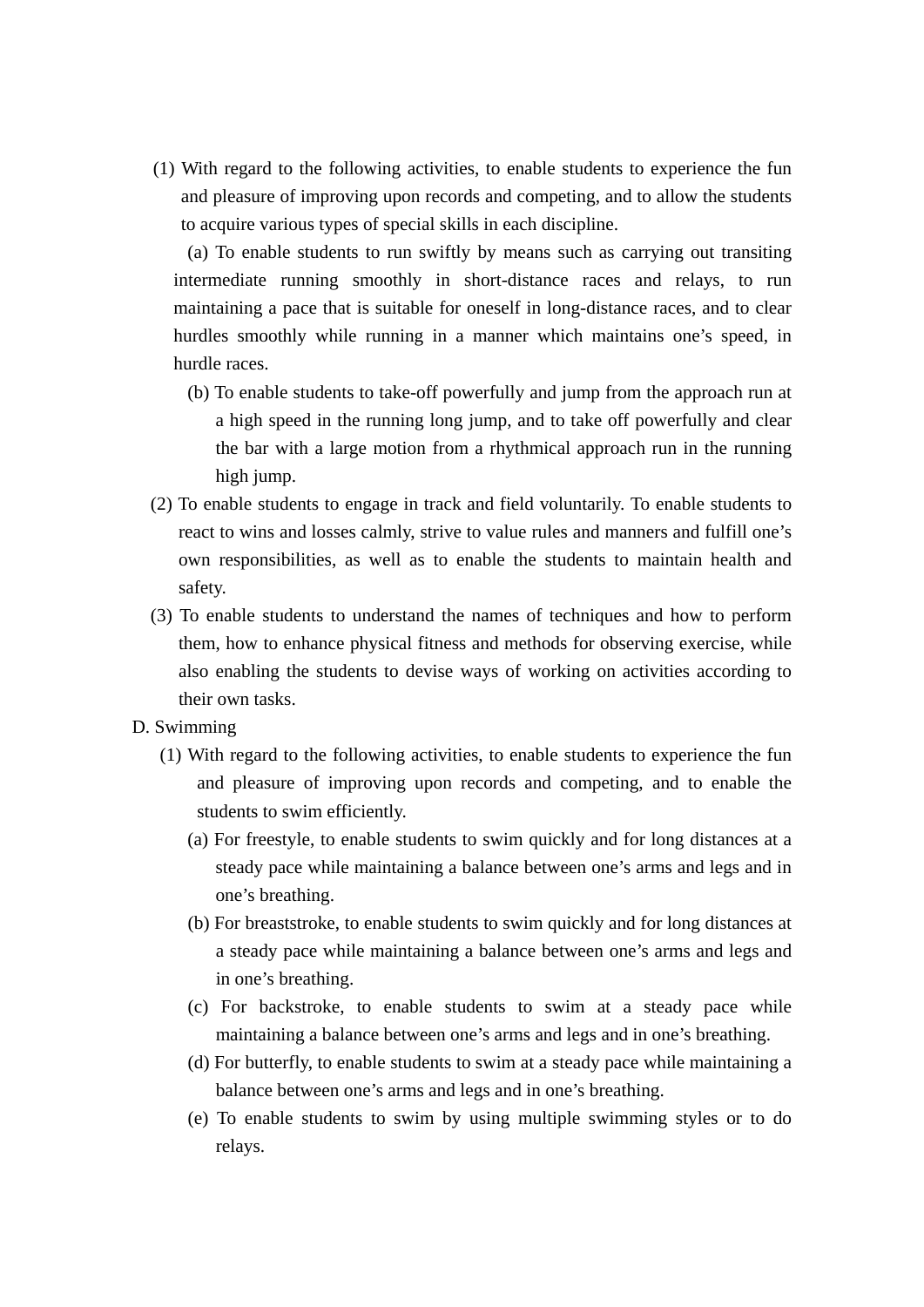(1) With regard to the following activities, to enable students to experience the fun and pleasure of improving upon records and competing, and to allow the students to acquire various types of special skills in each discipline.

(a) To enable students to run swiftly by means such as carrying out transiting intermediate running smoothly in short-distance races and relays, to run maintaining a pace that is suitable for oneself in long-distance races, and to clear hurdles smoothly while running in a manner which maintains one's speed, in hurdle races.

(b) To enable students to take-off powerfully and jump from the approach run at a high speed in the running long jump, and to take off powerfully and clear the bar with a large motion from a rhythmical approach run in the running high jump.

(2) To enable students to engage in track and field voluntarily. To enable students to react to wins and losses calmly, strive to value rules and manners and fulfill one's own responsibilities, as well as to enable the students to maintain health and safety.

(3) To enable students to understand the names of techniques and how to perform them, how to enhance physical fitness and methods for observing exercise, while also enabling the students to devise ways of working on activities according to their own tasks.

D. Swimming

(1) With regard to the following activities, to enable students to experience the fun and pleasure of improving upon records and competing, and to enable the students to swim efficiently.

(a) For freestyle, to enable students to swim quickly and for long distances at a steady pace while maintaining a balance between one's arms and legs and in one's breathing.

(b) For breaststroke, to enable students to swim quickly and for long distances at a steady pace while maintaining a balance between one's arms and legs and in one's breathing.

(c) For backstroke, to enable students to swim at a steady pace while maintaining a balance between one's arms and legs and in one's breathing.

(d) For butterfly, to enable students to swim at a steady pace while maintaining a balance between one's arms and legs and in one's breathing.

(e) To enable students to swim by using multiple swimming styles or to do relays.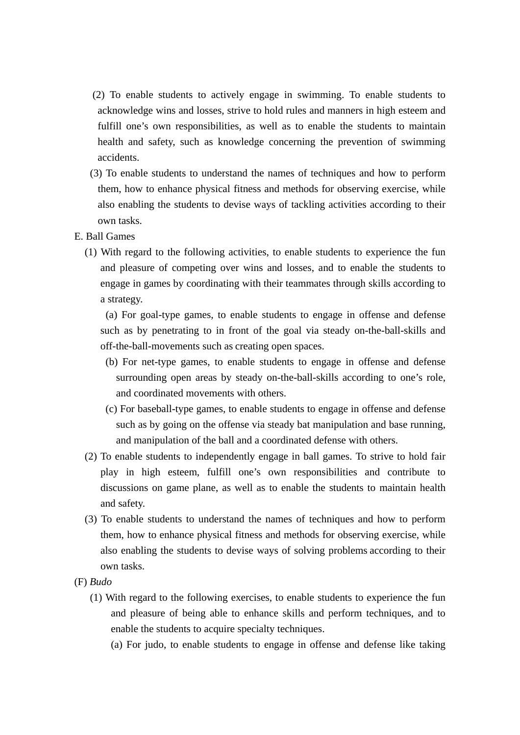(2) To enable students to actively engage in swimming. To enable students to acknowledge wins and losses, strive to hold rules and manners in high esteem and fulfill one's own responsibilities, as well as to enable the students to maintain health and safety, such as knowledge concerning the prevention of swimming accidents.

(3) To enable students to understand the names of techniques and how to perform them, how to enhance physical fitness and methods for observing exercise, while also enabling the students to devise ways of tackling activities according to their own tasks.

E. Ball Games

(1) With regard to the following activities, to enable students to experience the fun and pleasure of competing over wins and losses, and to enable the students to engage in games by coordinating with their teammates through skills according to a strategy.

(a) For goal-type games, to enable students to engage in offense and defense such as by penetrating to in front of the goal via steady on-the-ball-skills and off-the-ball-movements such as creating open spaces.

(b) For net-type games, to enable students to engage in offense and defense surrounding open areas by steady on-the-ball-skills according to one's role, and coordinated movements with others.

(c) For baseball-type games, to enable students to engage in offense and defense such as by going on the offense via steady bat manipulation and base running, and manipulation of the ball and a coordinated defense with others.

(2) To enable students to independently engage in ball games. To strive to hold fair play in high esteem, fulfill one's own responsibilities and contribute to discussions on game plane, as well as to enable the students to maintain health and safety.

(3) To enable students to understand the names of techniques and how to perform them, how to enhance physical fitness and methods for observing exercise, while also enabling the students to devise ways of solving problems according to their own tasks.

(F) *Budo*

(1) With regard to the following exercises, to enable students to experience the fun and pleasure of being able to enhance skills and perform techniques, and to enable the students to acquire specialty techniques.

(a) For judo, to enable students to engage in offense and defense like taking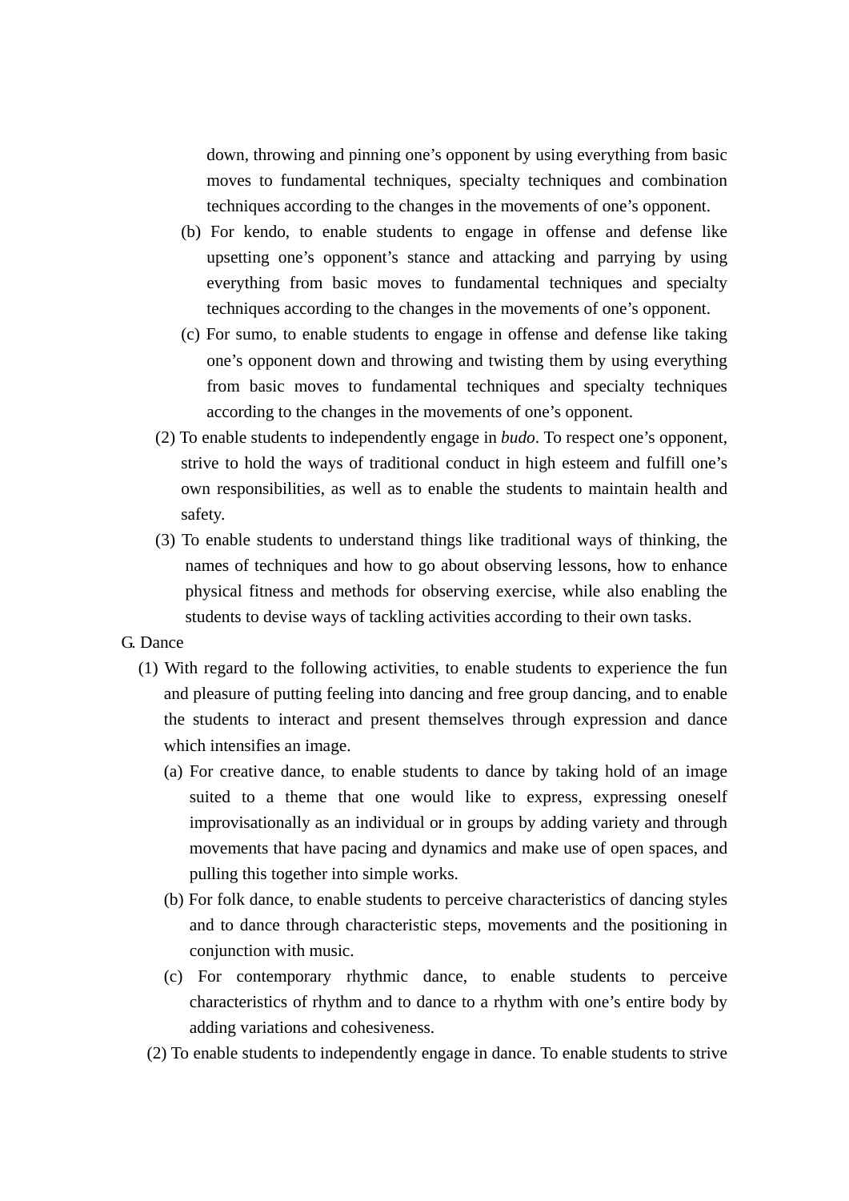down, throwing and pinning one's opponent by using everything from basic moves to fundamental techniques, specialty techniques and combination techniques according to the changes in the movements of one's opponent.

(b) For kendo, to enable students to engage in offense and defense like upsetting one's opponent's stance and attacking and parrying by using everything from basic moves to fundamental techniques and specialty techniques according to the changes in the movements of one's opponent.

(c) For sumo, to enable students to engage in offense and defense like taking one's opponent down and throwing and twisting them by using everything from basic moves to fundamental techniques and specialty techniques according to the changes in the movements of one's opponent.

(2) To enable students to independently engage in *budo*. To respect one's opponent, strive to hold the ways of traditional conduct in high esteem and fulfill one's own responsibilities, as well as to enable the students to maintain health and safety.

(3) To enable students to understand things like traditional ways of thinking, the names of techniques and how to go about observing lessons, how to enhance physical fitness and methods for observing exercise, while also enabling the students to devise ways of tackling activities according to their own tasks.

G. Dance

(1) With regard to the following activities, to enable students to experience the fun and pleasure of putting feeling into dancing and free group dancing, and to enable the students to interact and present themselves through expression and dance which intensifies an image.

(a) For creative dance, to enable students to dance by taking hold of an image suited to a theme that one would like to express, expressing oneself improvisationally as an individual or in groups by adding variety and through movements that have pacing and dynamics and make use of open spaces, and pulling this together into simple works.

(b) For folk dance, to enable students to perceive characteristics of dancing styles and to dance through characteristic steps, movements and the positioning in conjunction with music.

(c) For contemporary rhythmic dance, to enable students to perceive characteristics of rhythm and to dance to a rhythm with one's entire body by adding variations and cohesiveness.

(2) To enable students to independently engage in dance. To enable students to strive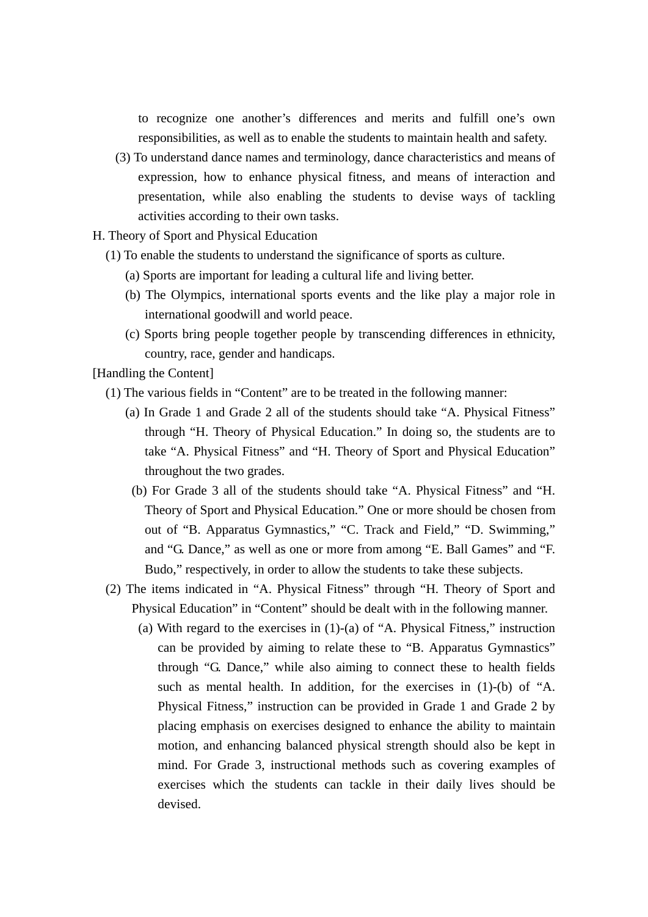to recognize one another's differences and merits and fulfill one's own responsibilities, as well as to enable the students to maintain health and safety.

(3) To understand dance names and terminology, dance characteristics and means of expression, how to enhance physical fitness, and means of interaction and presentation, while also enabling the students to devise ways of tackling activities according to their own tasks.

H. Theory of Sport and Physical Education

(1) To enable the students to understand the significance of sports as culture.

(a) Sports are important for leading a cultural life and living better.

(b) The Olympics, international sports events and the like play a major role in international goodwill and world peace.

(c) Sports bring people together people by transcending differences in ethnicity, country, race, gender and handicaps.

[Handling the Content]

(1) The various fields in "Content" are to be treated in the following manner:

(a) In Grade 1 and Grade 2 all of the students should take "A. Physical Fitness" through "H. Theory of Physical Education." In doing so, the students are to take "A. Physical Fitness" and "H. Theory of Sport and Physical Education" throughout the two grades.

(b) For Grade 3 all of the students should take "A. Physical Fitness" and "H. Theory of Sport and Physical Education." One or more should be chosen from out of "B. Apparatus Gymnastics," "C. Track and Field," "D. Swimming," and "G. Dance," as well as one or more from among "E. Ball Games" and "F. Budo," respectively, in order to allow the students to take these subjects.

(2) The items indicated in "A. Physical Fitness" through "H. Theory of Sport and Physical Education" in "Content" should be dealt with in the following manner.

(a) With regard to the exercises in (1)-(a) of "A. Physical Fitness," instruction can be provided by aiming to relate these to "B. Apparatus Gymnastics" through "G. Dance," while also aiming to connect these to health fields such as mental health. In addition, for the exercises in (1)-(b) of "A. Physical Fitness," instruction can be provided in Grade 1 and Grade 2 by placing emphasis on exercises designed to enhance the ability to maintain motion, and enhancing balanced physical strength should also be kept in mind. For Grade 3, instructional methods such as covering examples of exercises which the students can tackle in their daily lives should be devised.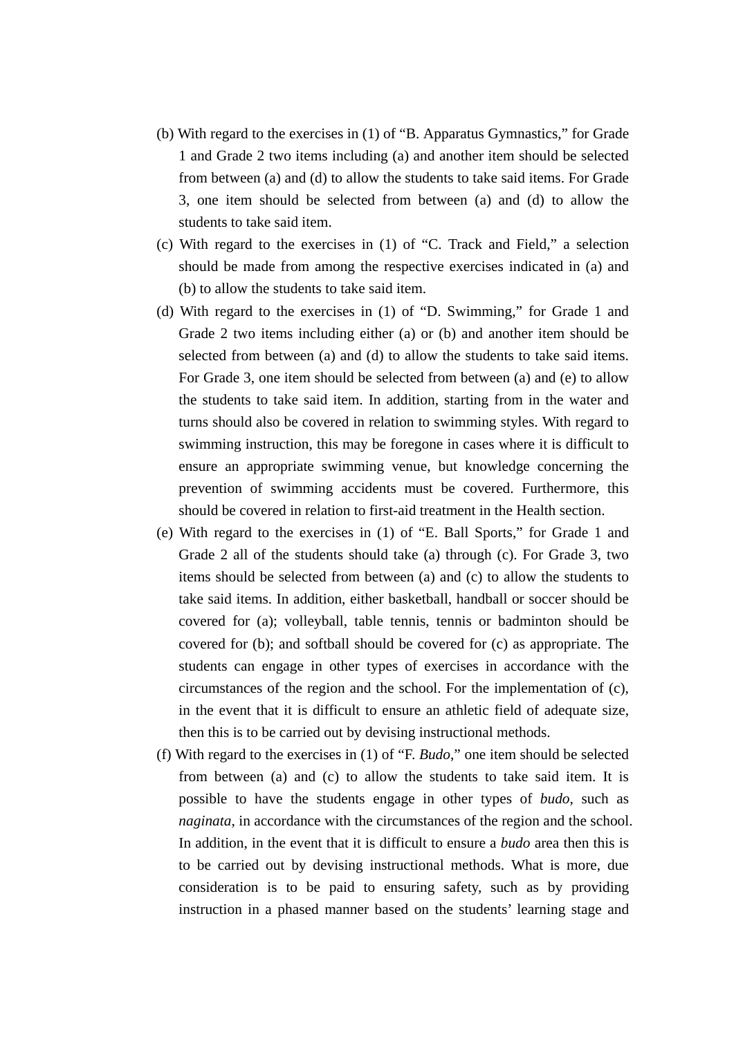(b) With regard to the exercises in (1) of “B. Apparatus Gymnastics,” for Grade 1 and Grade 2 two items including (a) and another item should be selected from between (a) and (d) to allow the students to take said items. For Grade 3, one item should be selected from between (a) and (d) to allow the students to take said item.

(c) With regard to the exercises in (1) of “C. Track and Field,” a selection should be made from among the respective exercises indicated in (a) and (b) to allow the students to take said item.

(d) With regard to the exercises in (1) of “D. Swimming,” for Grade 1 and Grade 2 two items including either (a) or (b) and another item should be selected from between (a) and (d) to allow the students to take said items. For Grade 3, one item should be selected from between (a) and (e) to allow the students to take said item. In addition, starting from in the water and turns should also be covered in relation to swimming styles. With regard to swimming instruction, this may be foregone in cases where it is difficult to ensure an appropriate swimming venue, but knowledge concerning the prevention of swimming accidents must be covered. Furthermore, this should be covered in relation to first-aid treatment in the Health section.

(e) With regard to the exercises in (1) of “E. Ball Sports,” for Grade 1 and Grade 2 all of the students should take (a) through (c). For Grade 3, two items should be selected from between (a) and (c) to allow the students to take said items. In addition, either basketball, handball or soccer should be covered for (a); volleyball, table tennis, tennis or badminton should be covered for (b); and softball should be covered for (c) as appropriate. The students can engage in other types of exercises in accordance with the circumstances of the region and the school. For the implementation of (c), in the event that it is difficult to ensure an athletic field of adequate size, then this is to be carried out by devising instructional methods.

(f) With regard to the exercises in (1) of “F. *Budo*,” one item should be selected from between (a) and (c) to allow the students to take said item. It is possible to have the students engage in other types of *budo*, such as *naginata*, in accordance with the circumstances of the region and the school. In addition, in the event that it is difficult to ensure a *budo* area then this is to be carried out by devising instructional methods. What is more, due consideration is to be paid to ensuring safety, such as by providing instruction in a phased manner based on the students’ learning stage and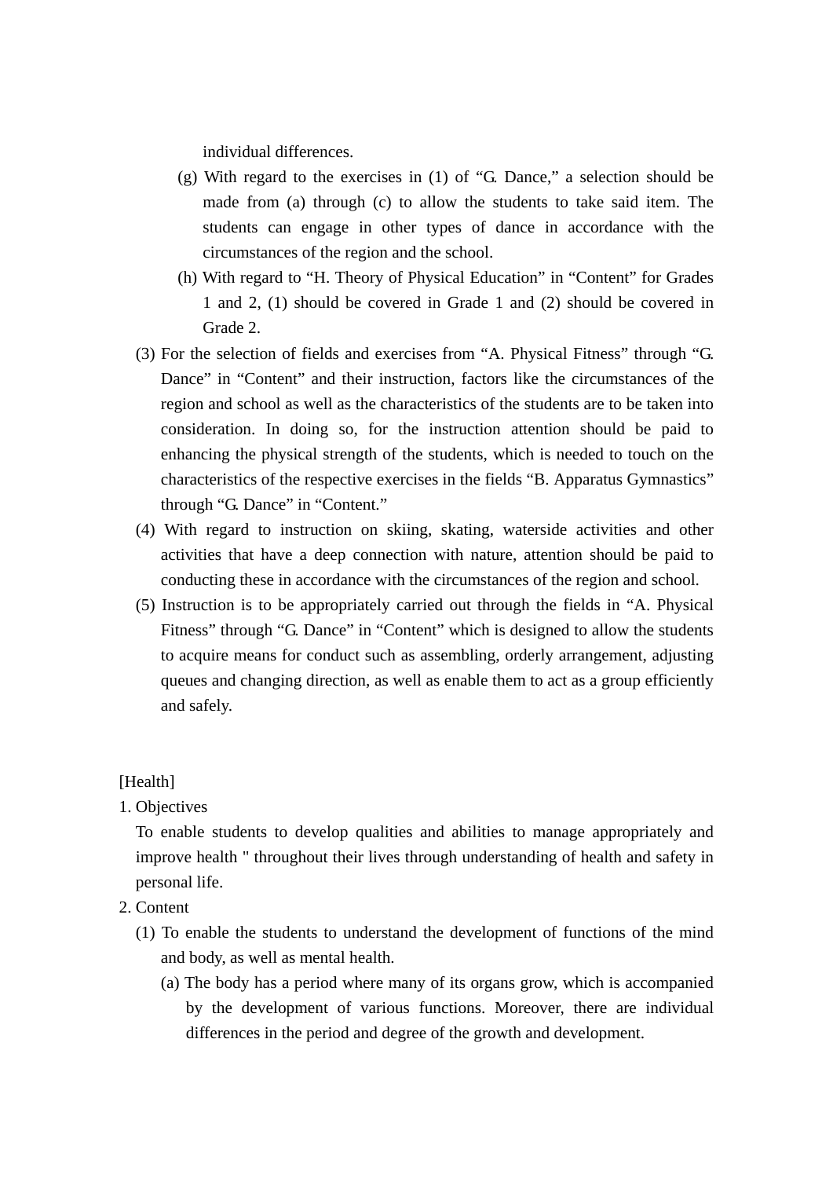individual differences.

(g) With regard to the exercises in (1) of "G. Dance," a selection should be made from (a) through (c) to allow the students to take said item. The students can engage in other types of dance in accordance with the circumstances of the region and the school.

(h) With regard to "H. Theory of Physical Education" in "Content" for Grades 1 and 2, (1) should be covered in Grade 1 and (2) should be covered in Grade 2.

(3) For the selection of fields and exercises from "A. Physical Fitness" through "G. Dance" in "Content" and their instruction, factors like the circumstances of the region and school as well as the characteristics of the students are to be taken into consideration. In doing so, for the instruction attention should be paid to enhancing the physical strength of the students, which is needed to touch on the characteristics of the respective exercises in the fields "B. Apparatus Gymnastics" through "G. Dance" in "Content."

(4) With regard to instruction on skiing, skating, waterside activities and other activities that have a deep connection with nature, attention should be paid to conducting these in accordance with the circumstances of the region and school.

(5) Instruction is to be appropriately carried out through the fields in "A. Physical Fitness" through "G. Dance" in "Content" which is designed to allow the students to acquire means for conduct such as assembling, orderly arrangement, adjusting queues and changing direction, as well as enable them to act as a group efficiently and safely.

[Health]

1. Objectives

To enable students to develop qualities and abilities to manage appropriately and improve health " throughout their lives through understanding of health and safety in personal life.

2. Content

(1) To enable the students to understand the development of functions of the mind and body, as well as mental health.

(a) The body has a period where many of its organs grow, which is accompanied by the development of various functions. Moreover, there are individual differences in the period and degree of the growth and development.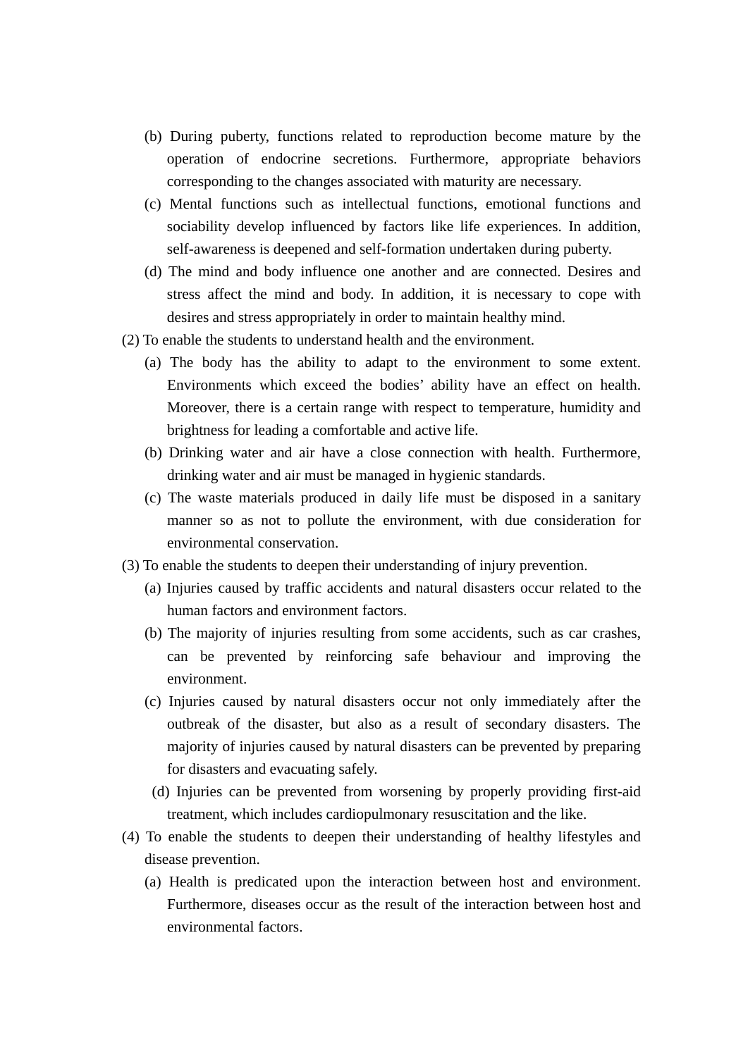(b) During puberty, functions related to reproduction become mature by the operation of endocrine secretions. Furthermore, appropriate behaviors corresponding to the changes associated with maturity are necessary.

(c) Mental functions such as intellectual functions, emotional functions and sociability develop influenced by factors like life experiences. In addition, self-awareness is deepened and self-formation undertaken during puberty.

(d) The mind and body influence one another and are connected. Desires and stress affect the mind and body. In addition, it is necessary to cope with desires and stress appropriately in order to maintain healthy mind.

(2) To enable the students to understand health and the environment.

(a) The body has the ability to adapt to the environment to some extent. Environments which exceed the bodies' ability have an effect on health. Moreover, there is a certain range with respect to temperature, humidity and brightness for leading a comfortable and active life.

(b) Drinking water and air have a close connection with health. Furthermore, drinking water and air must be managed in hygienic standards.

(c) The waste materials produced in daily life must be disposed in a sanitary manner so as not to pollute the environment, with due consideration for environmental conservation.

(3) To enable the students to deepen their understanding of injury prevention.

(a) Injuries caused by traffic accidents and natural disasters occur related to the human factors and environment factors.

(b) The majority of injuries resulting from some accidents, such as car crashes, can be prevented by reinforcing safe behaviour and improving the environment.

(c) Injuries caused by natural disasters occur not only immediately after the outbreak of the disaster, but also as a result of secondary disasters. The majority of injuries caused by natural disasters can be prevented by preparing for disasters and evacuating safely.

(d) Injuries can be prevented from worsening by properly providing first-aid treatment, which includes cardiopulmonary resuscitation and the like.

(4) To enable the students to deepen their understanding of healthy lifestyles and disease prevention.

(a) Health is predicated upon the interaction between host and environment. Furthermore, diseases occur as the result of the interaction between host and environmental factors.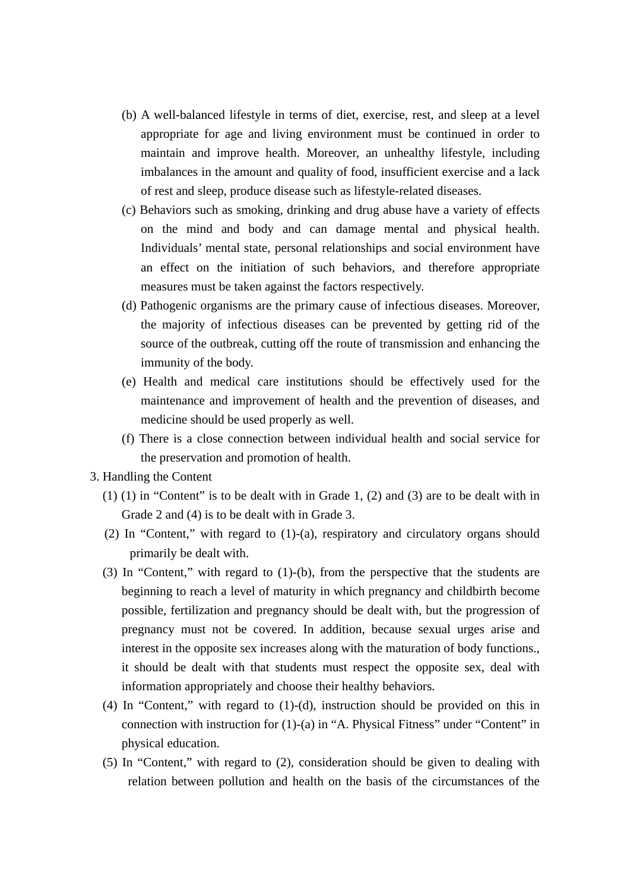(b) A well-balanced lifestyle in terms of diet, exercise, rest, and sleep at a level appropriate for age and living environment must be continued in order to maintain and improve health. Moreover, an unhealthy lifestyle, including imbalances in the amount and quality of food, insufficient exercise and a lack of rest and sleep, produce disease such as lifestyle-related diseases.

(c) Behaviors such as smoking, drinking and drug abuse have a variety of effects on the mind and body and can damage mental and physical health. Individuals' mental state, personal relationships and social environment have an effect on the initiation of such behaviors, and therefore appropriate measures must be taken against the factors respectively.

(d) Pathogenic organisms are the primary cause of infectious diseases. Moreover, the majority of infectious diseases can be prevented by getting rid of the source of the outbreak, cutting off the route of transmission and enhancing the immunity of the body.

(e) Health and medical care institutions should be effectively used for the maintenance and improvement of health and the prevention of diseases, and medicine should be used properly as well.

(f) There is a close connection between individual health and social service for the preservation and promotion of health.

3. Handling the Content

(1) (1) in "Content" is to be dealt with in Grade 1, (2) and (3) are to be dealt with in Grade 2 and (4) is to be dealt with in Grade 3.

(2) In "Content," with regard to (1)-(a), respiratory and circulatory organs should primarily be dealt with.

(3) In "Content," with regard to (1)-(b), from the perspective that the students are beginning to reach a level of maturity in which pregnancy and childbirth become possible, fertilization and pregnancy should be dealt with, but the progression of pregnancy must not be covered. In addition, because sexual urges arise and interest in the opposite sex increases along with the maturation of body functions., it should be dealt with that students must respect the opposite sex, deal with information appropriately and choose their healthy behaviors.

(4) In "Content," with regard to (1)-(d), instruction should be provided on this in connection with instruction for (1)-(a) in "A. Physical Fitness" under "Content" in physical education.

(5) In "Content," with regard to (2), consideration should be given to dealing with relation between pollution and health on the basis of the circumstances of the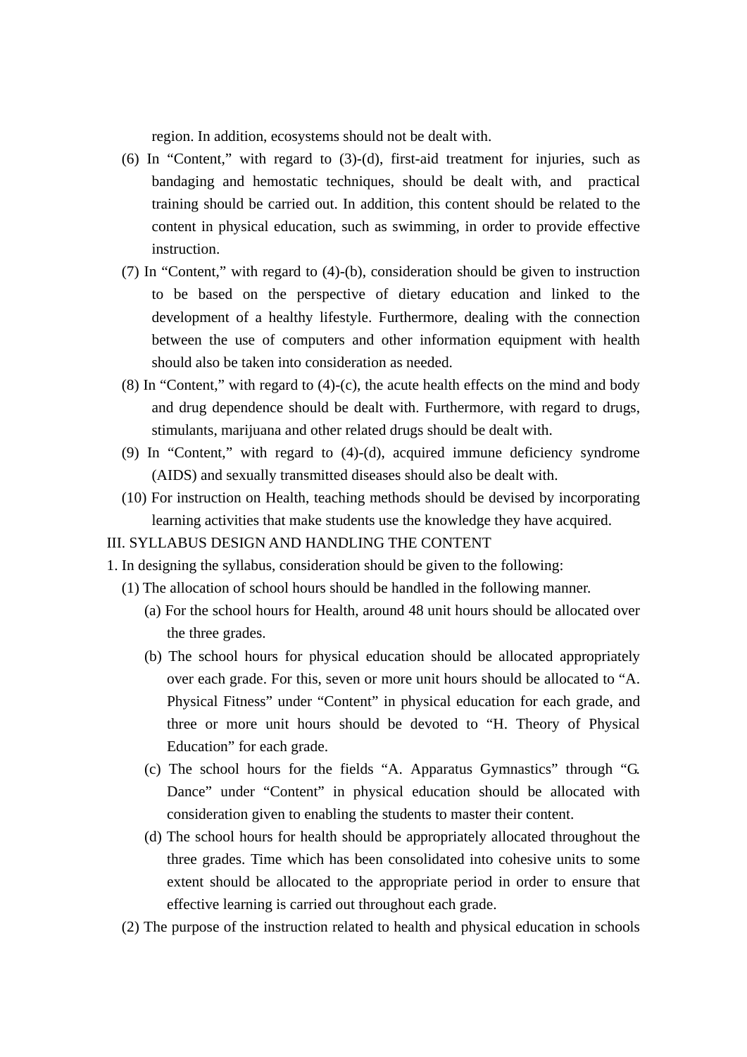region. In addition, ecosystems should not be dealt with.

(6) In "Content," with regard to (3)-(d), first-aid treatment for injuries, such as bandaging and hemostatic techniques, should be dealt with, and practical training should be carried out. In addition, this content should be related to the content in physical education, such as swimming, in order to provide effective instruction.

(7) In "Content," with regard to (4)-(b), consideration should be given to instruction to be based on the perspective of dietary education and linked to the development of a healthy lifestyle. Furthermore, dealing with the connection between the use of computers and other information equipment with health should also be taken into consideration as needed.

(8) In "Content," with regard to (4)-(c), the acute health effects on the mind and body and drug dependence should be dealt with. Furthermore, with regard to drugs, stimulants, marijuana and other related drugs should be dealt with.

(9) In "Content," with regard to (4)-(d), acquired immune deficiency syndrome (AIDS) and sexually transmitted diseases should also be dealt with.

(10) For instruction on Health, teaching methods should be devised by incorporating learning activities that make students use the knowledge they have acquired.

III. SYLLABUS DESIGN AND HANDLING THE CONTENT

1. In designing the syllabus, consideration should be given to the following:

(1) The allocation of school hours should be handled in the following manner.

(a) For the school hours for Health, around 48 unit hours should be allocated over the three grades.

(b) The school hours for physical education should be allocated appropriately over each grade. For this, seven or more unit hours should be allocated to "A. Physical Fitness" under "Content" in physical education for each grade, and three or more unit hours should be devoted to "H. Theory of Physical Education" for each grade.

(c) The school hours for the fields "A. Apparatus Gymnastics" through "G. Dance" under "Content" in physical education should be allocated with consideration given to enabling the students to master their content.

(d) The school hours for health should be appropriately allocated throughout the three grades. Time which has been consolidated into cohesive units to some extent should be allocated to the appropriate period in order to ensure that effective learning is carried out throughout each grade.

(2) The purpose of the instruction related to health and physical education in schools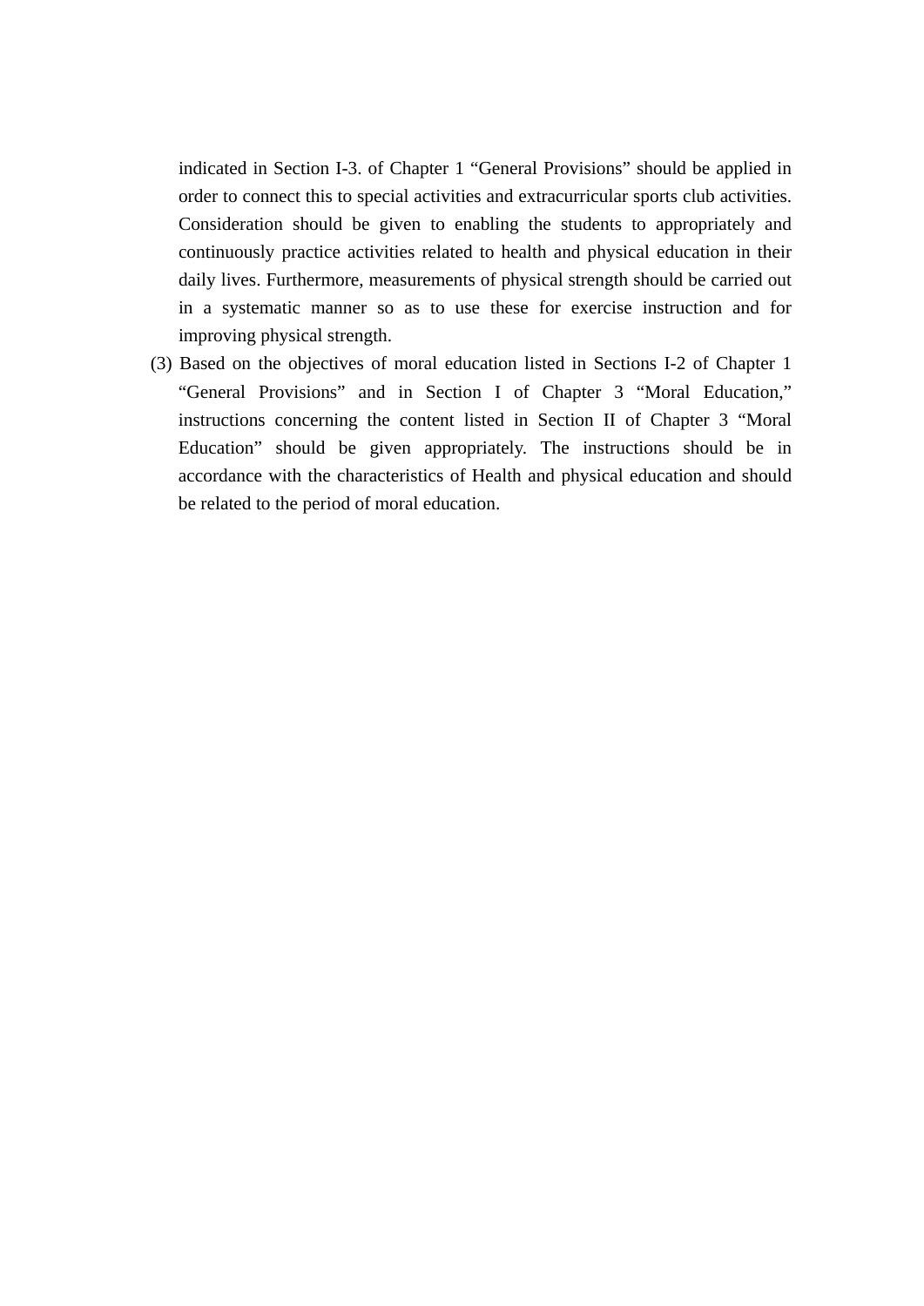indicated in Section I-3. of Chapter 1 “General Provisions” should be applied in order to connect this to special activities and extracurricular sports club activities. Consideration should be given to enabling the students to appropriately and continuously practice activities related to health and physical education in their daily lives. Furthermore, measurements of physical strength should be carried out in a systematic manner so as to use these for exercise instruction and for improving physical strength.

(3) Based on the objectives of moral education listed in Sections I-2 of Chapter 1 “General Provisions” and in Section I of Chapter 3 “Moral Education,” instructions concerning the content listed in Section II of Chapter 3 “Moral Education” should be given appropriately. The instructions should be in accordance with the characteristics of Health and physical education and should be related to the period of moral education.